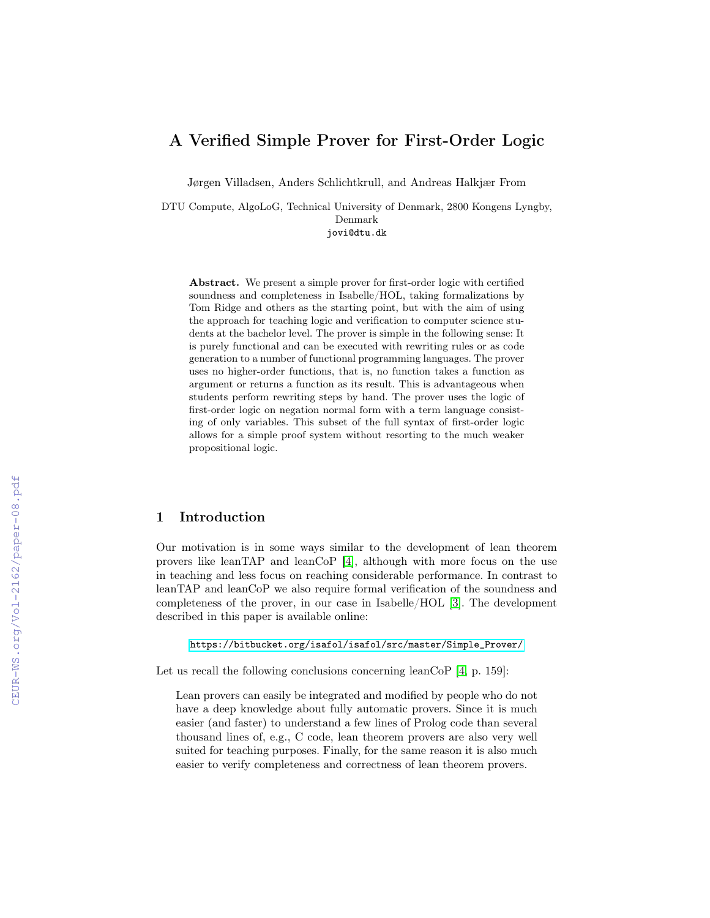# A Verified Simple Prover for First-Order Logic

Jørgen Villadsen, Anders Schlichtkrull, and Andreas Halkjær From

DTU Compute, AlgoLoG, Technical University of Denmark, 2800 Kongens Lyngby, Denmark
jovi@dtu.dk

**Abstract.** We present a simple prover for first-order logic with certified soundness and completeness in Isabelle/HOL, taking formalizations by Tom Ridge and others as the starting point, but with the aim of using the approach for teaching logic and verification to computer science students at the bachelor level. The prover is simple in the following sense: It is purely functional and can be executed with rewriting rules or as code generation to a number of functional programming languages. The prover uses no higher-order functions, that is, no function takes a function as argument or returns a function as its result. This is advantageous when students perform rewriting steps by hand. The prover uses the logic of first-order logic on negation normal form with a term language consisting of only variables. This subset of the full syntax of first-order logic allows for a simple proof system without resorting to the much weaker propositional logic.

## 1 Introduction

Our motivation is in some ways similar to the development of lean theorem provers like leanTAP and leanCoP [4], although with more focus on the use in teaching and less focus on reaching considerable performance. In contrast to leanTAP and leanCoP we also require formal verification of the soundness and completeness of the prover, in our case in Isabelle/HOL [3]. The development described in this paper is available online:

https://bitbucket.org/isafol/isafol/src/master/Simple_Prover/

Let us recall the following conclusions concerning leanCoP [4, p. 159]:

> Lean provers can easily be integrated and modified by people who do not have a deep knowledge about fully automatic provers. Since it is much easier (and faster) to understand a few lines of Prolog code than several thousand lines of, e.g., C code, lean theorem provers are also very well suited for teaching purposes. Finally, for the same reason it is also much easier to verify completeness and correctness of lean theorem provers.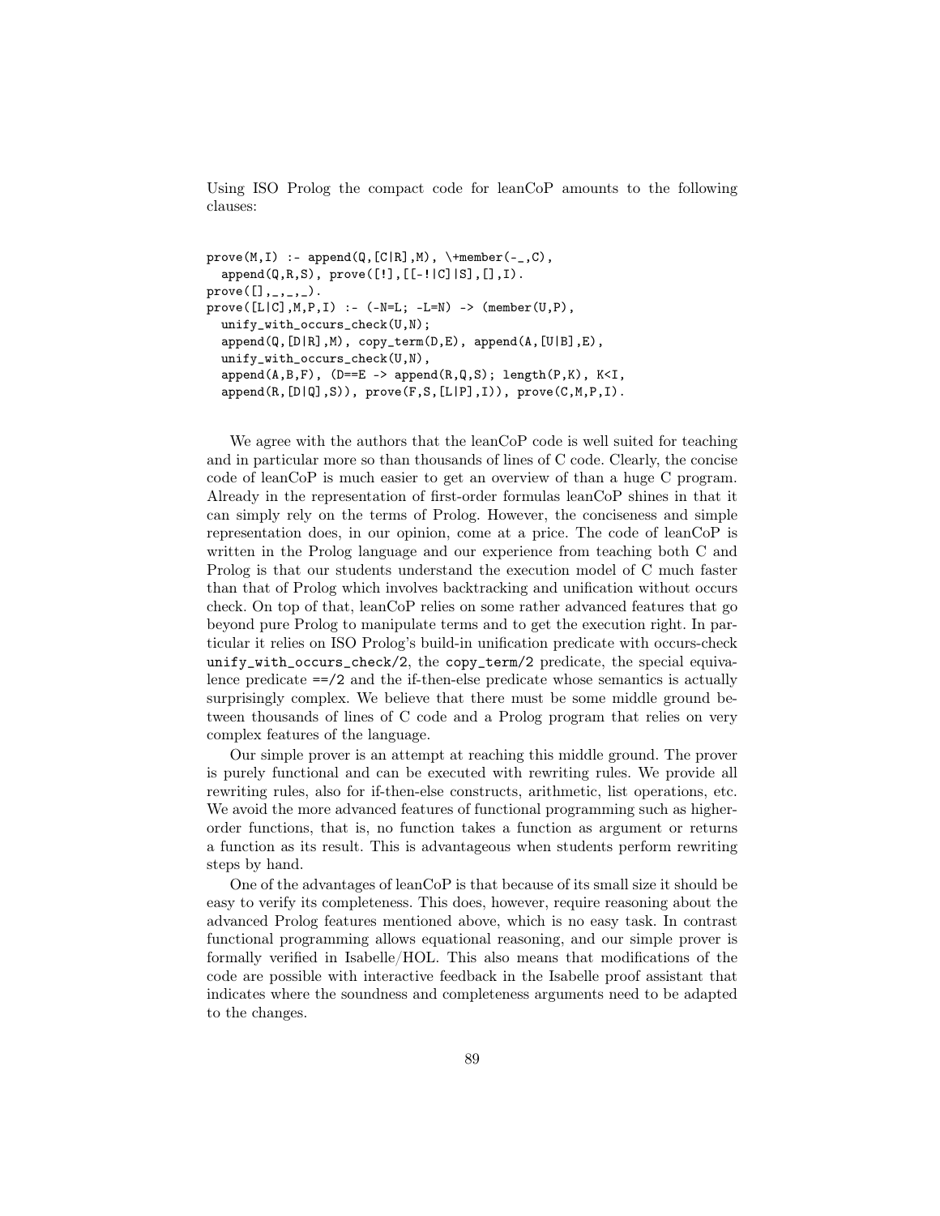Using ISO Prolog the compact code for leanCoP amounts to the following clauses:

```
prove(M,I) :- append(Q,[C|R],M), \+member(-_,C),
  append(Q,R,S), prove([!],[[-!|C]|S],[],I).
prove([],_,_,_).
prove([L|C],M,P,I) :- (-N=L; -L=N) -> (member(U,P),
  unify_with_occurs_check(U,N);
  append(Q,[D|R],M), copy_term(D,E), append(A,[U|B],E),
  unify_with_occurs_check(U,N),
  append(A,B,F), (D==E -> append(R,Q,S); length(P,K), K<I,
  append(R,[D|Q],S)), prove(F,S,[L|P],I)), prove(C,M,P,I).
```

We agree with the authors that the leanCoP code is well suited for teaching and in particular more so than thousands of lines of C code. Clearly, the concise code of leanCoP is much easier to get an overview of than a huge C program. Already in the representation of first-order formulas leanCoP shines in that it can simply rely on the terms of Prolog. However, the conciseness and simple representation does, in our opinion, come at a price. The code of leanCoP is written in the Prolog language and our experience from teaching both C and Prolog is that our students understand the execution model of C much faster than that of Prolog which involves backtracking and unification without occurs check. On top of that, leanCoP relies on some rather advanced features that go beyond pure Prolog to manipulate terms and to get the execution right. In particular it relies on ISO Prolog's build-in unification predicate with occurs-check `unify_with_occurs_check/2`, the `copy_term/2` predicate, the special equivalence predicate `==/2` and the if-then-else predicate whose semantics is actually surprisingly complex. We believe that there must be some middle ground between thousands of lines of C code and a Prolog program that relies on very complex features of the language.

Our simple prover is an attempt at reaching this middle ground. The prover is purely functional and can be executed with rewriting rules. We provide all rewriting rules, also for if-then-else constructs, arithmetic, list operations, etc. We avoid the more advanced features of functional programming such as higher-order functions, that is, no function takes a function as argument or returns a function as its result. This is advantageous when students perform rewriting steps by hand.

One of the advantages of leanCoP is that because of its small size it should be easy to verify its completeness. This does, however, require reasoning about the advanced Prolog features mentioned above, which is no easy task. In contrast functional programming allows equational reasoning, and our simple prover is formally verified in Isabelle/HOL. This also means that modifications of the code are possible with interactive feedback in the Isabelle proof assistant that indicates where the soundness and completeness arguments need to be adapted to the changes.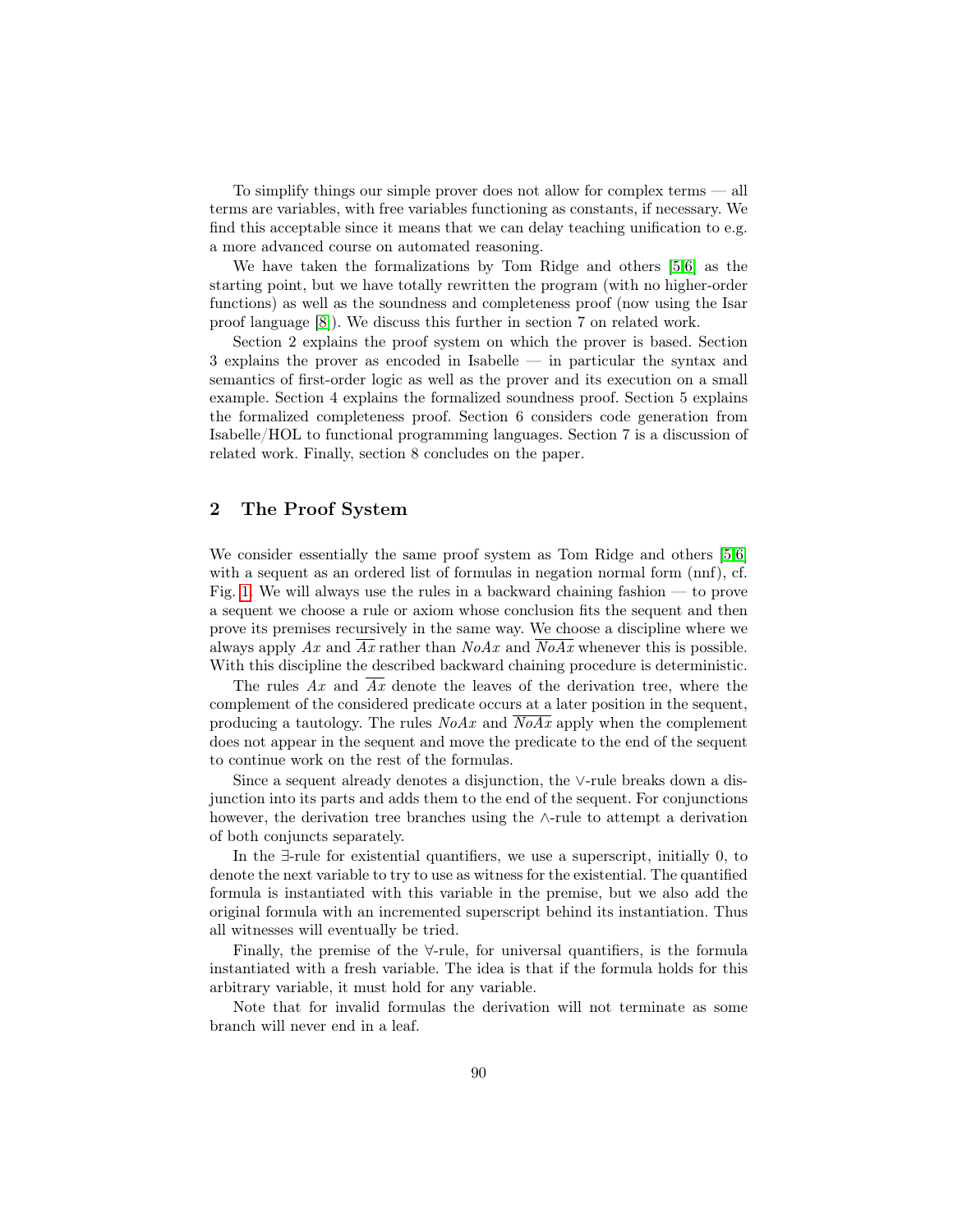To simplify things our simple prover does not allow for complex terms — all terms are variables, with free variables functioning as constants, if necessary. We find this acceptable since it means that we can delay teaching unification to e.g. a more advanced course on automated reasoning.

We have taken the formalizations by Tom Ridge and others [5,6] as the starting point, but we have totally rewritten the program (with no higher-order functions) as well as the soundness and completeness proof (now using the Isar proof language [8]). We discuss this further in section 7 on related work.

Section 2 explains the proof system on which the prover is based. Section 3 explains the prover as encoded in Isabelle — in particular the syntax and semantics of first-order logic as well as the prover and its execution on a small example. Section 4 explains the formalized soundness proof. Section 5 explains the formalized completeness proof. Section 6 considers code generation from Isabelle/HOL to functional programming languages. Section 7 is a discussion of related work. Finally, section 8 concludes on the paper.

## 2 The Proof System

We consider essentially the same proof system as Tom Ridge and others [5,6] with a sequent as an ordered list of formulas in negation normal form (nnf), cf. Fig. 1. We will always use the rules in a backward chaining fashion — to prove a sequent we choose a rule or axiom whose conclusion fits the sequent and then prove its premises recursively in the same way. We choose a discipline where we always apply $Ax$ and $\overline{Ax}$ rather than $NoAx$ and $\overline{NoAx}$ whenever this is possible. With this discipline the described backward chaining procedure is deterministic.

The rules $Ax$ and $\overline{Ax}$ denote the leaves of the derivation tree, where the complement of the considered predicate occurs at a later position in the sequent, producing a tautology. The rules $NoAx$ and $\overline{NoAx}$ apply when the complement does not appear in the sequent and move the predicate to the end of the sequent to continue work on the rest of the formulas.

Since a sequent already denotes a disjunction, the $\vee$-rule breaks down a disjunction into its parts and adds them to the end of the sequent. For conjunctions however, the derivation tree branches using the $\wedge$-rule to attempt a derivation of both conjuncts separately.

In the $\exists$-rule for existential quantifiers, we use a superscript, initially 0, to denote the next variable to try to use as witness for the existential. The quantified formula is instantiated with this variable in the premise, but we also add the original formula with an incremented superscript behind its instantiation. Thus all witnesses will eventually be tried.

Finally, the premise of the $\forall$-rule, for universal quantifiers, is the formula instantiated with a fresh variable. The idea is that if the formula holds for this arbitrary variable, it must hold for any variable.

Note that for invalid formulas the derivation will not terminate as some branch will never end in a leaf.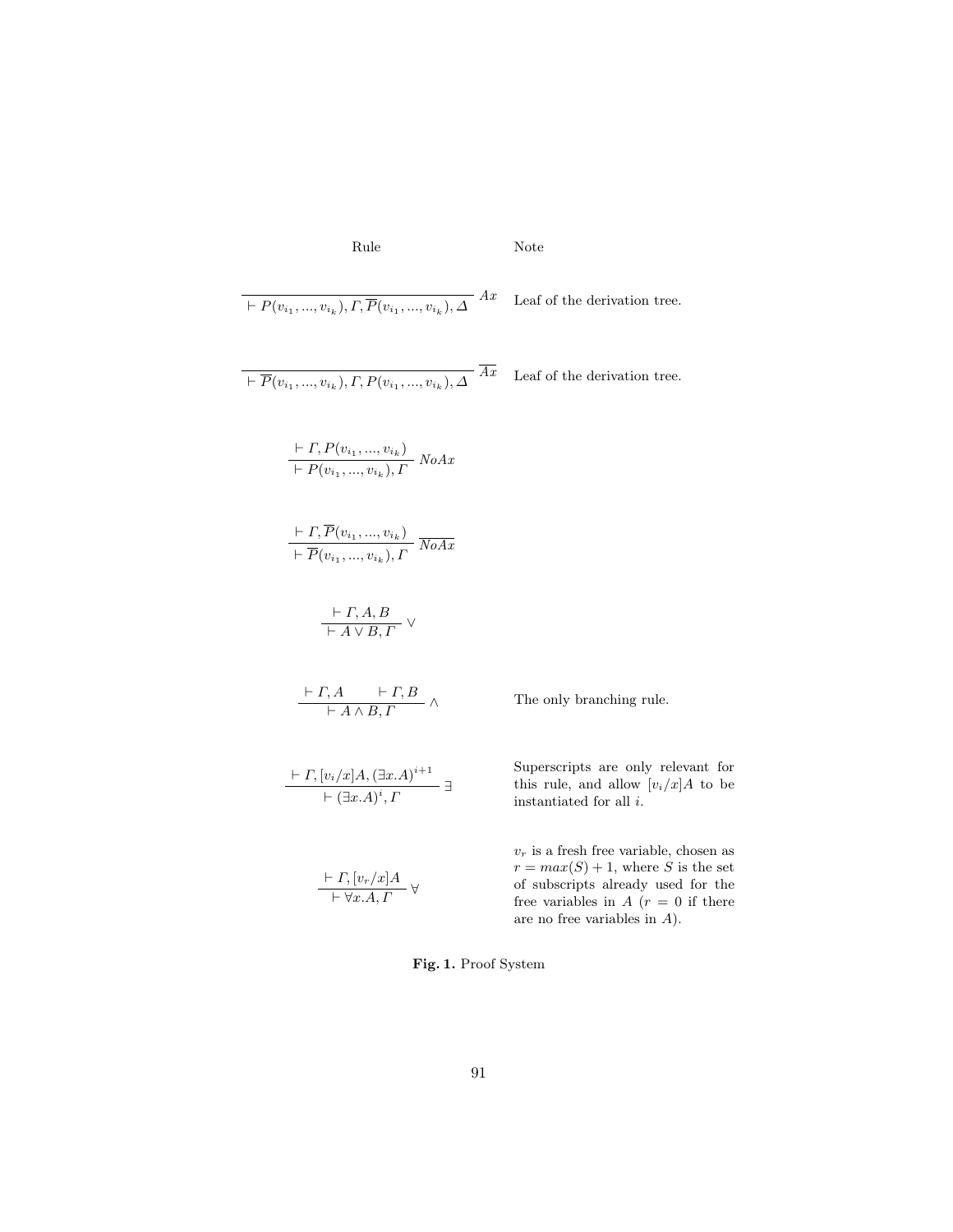| Rule | Note |
| --- | --- |
| $\dfrac{}{\vdash P(v_{i_1},...,v_{i_k}), \Gamma, \overline{P}(v_{i_1},...,v_{i_k}), \Delta} \; Ax$ | Leaf of the derivation tree. |
| $\dfrac{}{\vdash \overline{P}(v_{i_1},...,v_{i_k}), \Gamma, P(v_{i_1},...,v_{i_k}), \Delta} \; \overline{Ax}$ | Leaf of the derivation tree. |
| $\dfrac{\vdash \Gamma, P(v_{i_1},...,v_{i_k})}{\vdash P(v_{i_1},...,v_{i_k}), \Gamma} \; NoAx$ | |
| $\dfrac{\vdash \Gamma, \overline{P}(v_{i_1},...,v_{i_k})}{\vdash \overline{P}(v_{i_1},...,v_{i_k}), \Gamma} \; \overline{NoAx}$ | |
| $\dfrac{\vdash \Gamma, A, B}{\vdash A \vee B, \Gamma} \; \vee$ | |
| $\dfrac{\vdash \Gamma, A \qquad \vdash \Gamma, B}{\vdash A \wedge B, \Gamma} \; \wedge$ | The only branching rule. |
| $\dfrac{\vdash \Gamma, [v_i/x]A, (\exists x.A)^{i+1}}{\vdash (\exists x.A)^i, \Gamma} \; \exists$ | Superscripts are only relevant for this rule, and allow $[v_i/x]A$ to be instantiated for all $i$. |
| $\dfrac{\vdash \Gamma, [v_r/x]A}{\vdash \forall x.A, \Gamma} \; \forall$ | $v_r$ is a fresh free variable, chosen as $r = max(S) + 1$, where $S$ is the set of subscripts already used for the free variables in $A$ ($r = 0$ if there are no free variables in $A$). |

**Fig. 1.** Proof System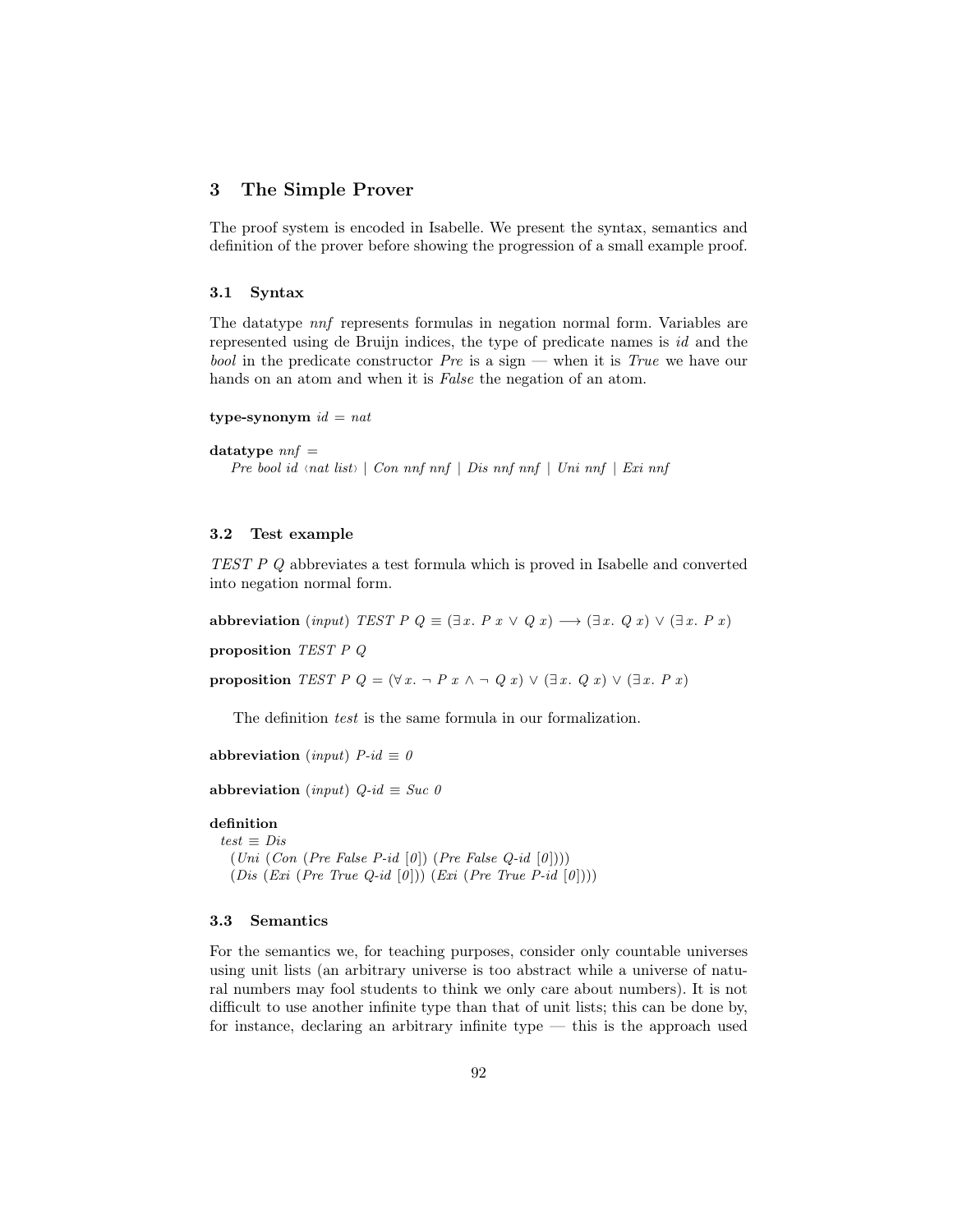## 3 The Simple Prover

The proof system is encoded in Isabelle. We present the syntax, semantics and definition of the prover before showing the progression of a small example proof.

### 3.1 Syntax

The datatype *nnf* represents formulas in negation normal form. Variables are represented using de Bruijn indices, the type of predicate names is *id* and the *bool* in the predicate constructor *Pre* is a sign — when it is *True* we have our hands on an atom and when it is *False* the negation of an atom.

**type-synonym** *id = nat*

**datatype** *nnf* =
  *Pre bool id* ⟨*nat list*⟩ | *Con nnf nnf* | *Dis nnf nnf* | *Uni nnf* | *Exi nnf*

### 3.2 Test example

*TEST P Q* abbreviates a test formula which is proved in Isabelle and converted into negation normal form.

**abbreviation** (*input*) $TEST\ P\ Q \equiv (\exists x.\ P\ x \lor Q\ x) \longrightarrow (\exists x.\ Q\ x) \lor (\exists x.\ P\ x)$

**proposition** *TEST P Q*

**proposition** $TEST\ P\ Q = (\forall x.\ \neg\ P\ x \land \neg\ Q\ x) \lor (\exists x.\ Q\ x) \lor (\exists x.\ P\ x)$

The definition *test* is the same formula in our formalization.

**abbreviation** (*input*) $P\text{-}id \equiv 0$

**abbreviation** (*input*) $Q\text{-}id \equiv Suc\ 0$

**definition**
```
test ≡ Dis
  (Uni (Con (Pre False P-id [0]) (Pre False Q-id [0])))
  (Dis (Exi (Pre True Q-id [0])) (Exi (Pre True P-id [0])))
```

### 3.3 Semantics

For the semantics we, for teaching purposes, consider only countable universes using unit lists (an arbitrary universe is too abstract while a universe of natural numbers may fool students to think we only care about numbers). It is not difficult to use another infinite type than that of unit lists; this can be done by, for instance, declaring an arbitrary infinite type — this is the approach used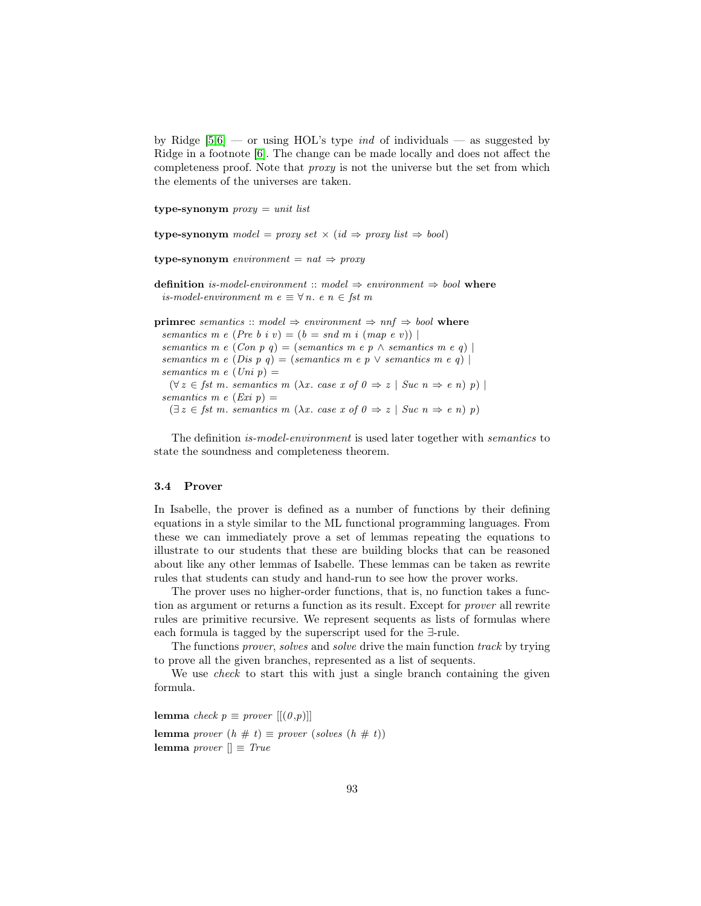by Ridge [5,6] — or using HOL's type *ind* of individuals — as suggested by Ridge in a footnote [6]. The change can be made locally and does not affect the completeness proof. Note that *proxy* is not the universe but the set from which the elements of the universes are taken.

```
type-synonym proxy = unit list

type-synonym model = proxy set × (id ⇒ proxy list ⇒ bool)

type-synonym environment = nat ⇒ proxy

definition is-model-environment :: model ⇒ environment ⇒ bool where
  is-model-environment m e ≡ ∀ n. e n ∈ fst m

primrec semantics :: model ⇒ environment ⇒ nnf ⇒ bool where
  semantics m e (Pre b i v) = (b = snd m i (map e v)) |
  semantics m e (Con p q) = (semantics m e p ∧ semantics m e q) |
  semantics m e (Dis p q) = (semantics m e p ∨ semantics m e q) |
  semantics m e (Uni p) =
    (∀ z ∈ fst m. semantics m (λx. case x of 0 ⇒ z | Suc n ⇒ e n) p) |
  semantics m e (Exi p) =
    (∃ z ∈ fst m. semantics m (λx. case x of 0 ⇒ z | Suc n ⇒ e n) p)
```

The definition *is-model-environment* is used later together with *semantics* to state the soundness and completeness theorem.

### 3.4 Prover

In Isabelle, the prover is defined as a number of functions by their defining equations in a style similar to the ML functional programming languages. From these we can immediately prove a set of lemmas repeating the equations to illustrate to our students that these are building blocks that can be reasoned about like any other lemmas of Isabelle. These lemmas can be taken as rewrite rules that students can study and hand-run to see how the prover works.

The prover uses no higher-order functions, that is, no function takes a function as argument or returns a function as its result. Except for *prover* all rewrite rules are primitive recursive. We represent sequents as lists of formulas where each formula is tagged by the superscript used for the ∃-rule.

The functions *prover*, *solves* and *solve* drive the main function *track* by trying to prove all the given branches, represented as a list of sequents.

We use *check* to start this with just a single branch containing the given formula.

```
lemma check p ≡ prover [[(0,p)]]
lemma prover (h # t) ≡ prover (solves (h # t))
lemma prover [] ≡ True
```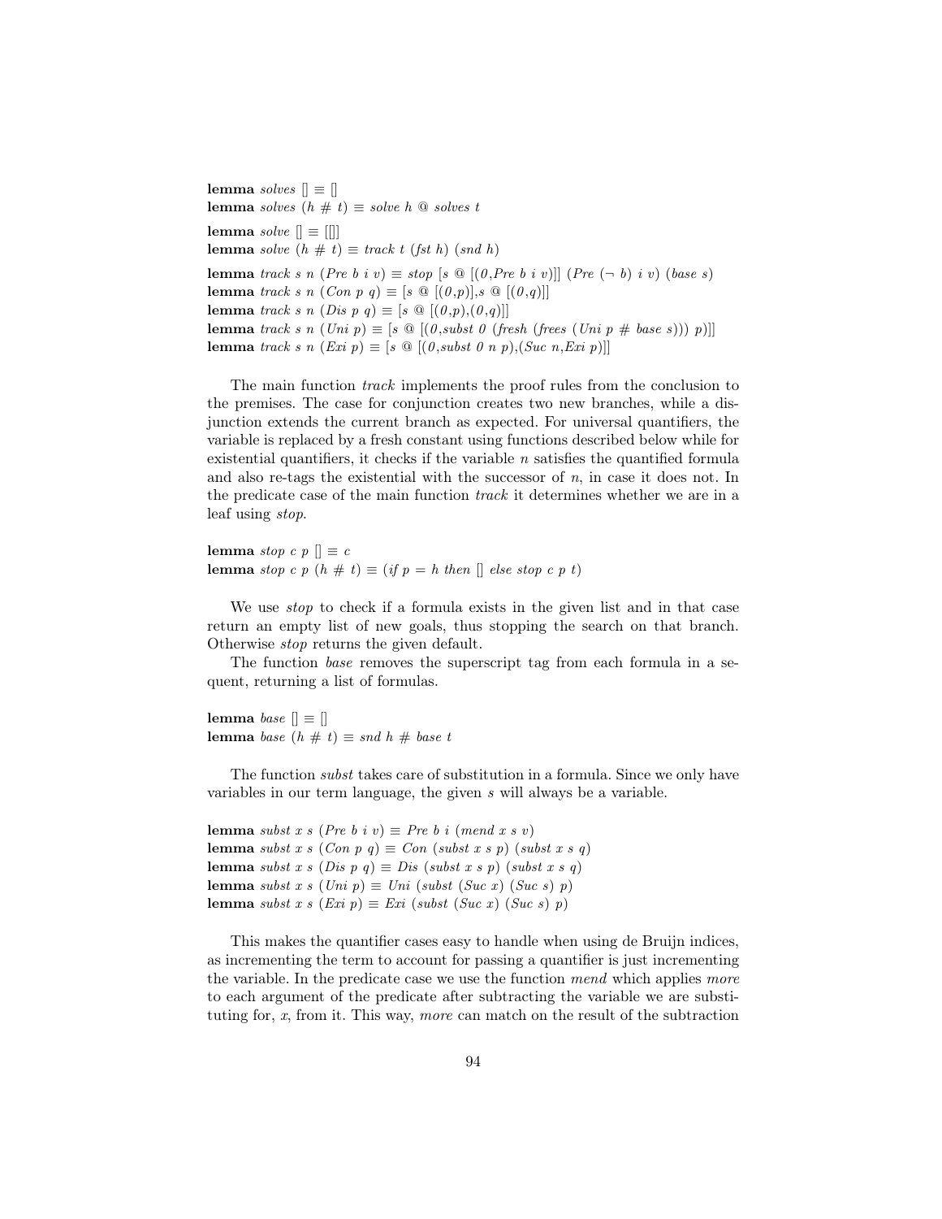**lemma** *solves* [] ≡ []
**lemma** *solves* (*h* # *t*) ≡ *solve h* @ *solves t*

**lemma** *solve* [] ≡ [[]]
**lemma** *solve* (*h* # *t*) ≡ *track t* (*fst h*) (*snd h*)

**lemma** *track s n* (*Pre b i v*) ≡ *stop* [*s* @ [(*0*,*Pre b i v*)]] (*Pre* (¬ *b*) *i v*) (*base s*)
**lemma** *track s n* (*Con p q*) ≡ [*s* @ [(*0*,*p*)],*s* @ [(*0*,*q*)]]
**lemma** *track s n* (*Dis p q*) ≡ [*s* @ [(*0*,*p*),(*0*,*q*)]]
**lemma** *track s n* (*Uni p*) ≡ [*s* @ [(*0*,*subst 0* (*fresh* (*frees* (*Uni p* # *base s*))) *p*)]]
**lemma** *track s n* (*Exi p*) ≡ [*s* @ [(*0*,*subst 0 n p*),(*Suc n*,*Exi p*)]]

The main function *track* implements the proof rules from the conclusion to the premises. The case for conjunction creates two new branches, while a disjunction extends the current branch as expected. For universal quantifiers, the variable is replaced by a fresh constant using functions described below while for existential quantifiers, it checks if the variable *n* satisfies the quantified formula and also re-tags the existential with the successor of *n*, in case it does not. In the predicate case of the main function *track* it determines whether we are in a leaf using *stop*.

**lemma** *stop c p* [] ≡ *c*
**lemma** *stop c p* (*h* # *t*) ≡ (*if p* = *h then* [] *else stop c p t*)

We use *stop* to check if a formula exists in the given list and in that case return an empty list of new goals, thus stopping the search on that branch. Otherwise *stop* returns the given default.

The function *base* removes the superscript tag from each formula in a sequent, returning a list of formulas.

**lemma** *base* [] ≡ []
**lemma** *base* (*h* # *t*) ≡ *snd h* # *base t*

The function *subst* takes care of substitution in a formula. Since we only have variables in our term language, the given *s* will always be a variable.

**lemma** *subst x s* (*Pre b i v*) ≡ *Pre b i* (*mend x s v*)
**lemma** *subst x s* (*Con p q*) ≡ *Con* (*subst x s p*) (*subst x s q*)
**lemma** *subst x s* (*Dis p q*) ≡ *Dis* (*subst x s p*) (*subst x s q*)
**lemma** *subst x s* (*Uni p*) ≡ *Uni* (*subst* (*Suc x*) (*Suc s*) *p*)
**lemma** *subst x s* (*Exi p*) ≡ *Exi* (*subst* (*Suc x*) (*Suc s*) *p*)

This makes the quantifier cases easy to handle when using de Bruijn indices, as incrementing the term to account for passing a quantifier is just incrementing the variable. In the predicate case we use the function *mend* which applies *more* to each argument of the predicate after subtracting the variable we are substituting for, *x*, from it. This way, *more* can match on the result of the subtraction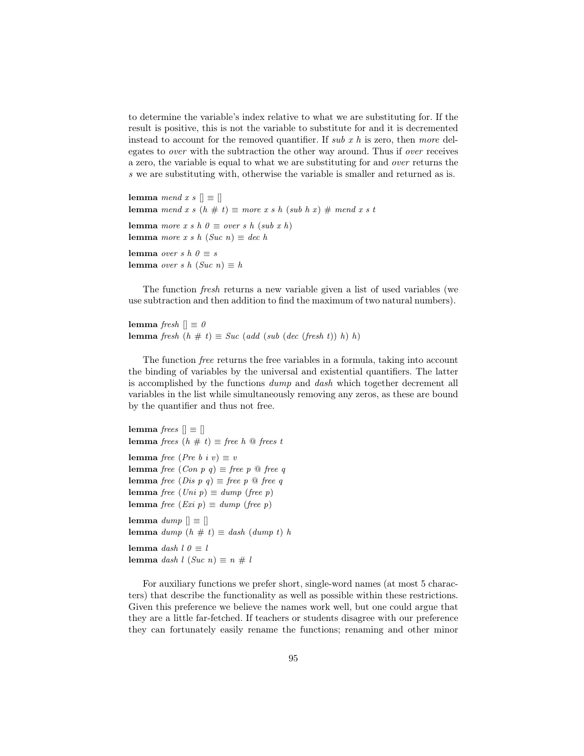to determine the variable's index relative to what we are substituting for. If the result is positive, this is not the variable to substitute for and it is decremented instead to account for the removed quantifier. If *sub x h* is zero, then *more* delegates to *over* with the subtraction the other way around. Thus if *over* receives a zero, the variable is equal to what we are substituting for and *over* returns the *s* we are substituting with, otherwise the variable is smaller and returned as is.

```
lemma mend x s [] ≡ []
lemma mend x s (h # t) ≡ more x s h (sub h x) # mend x s t

lemma more x s h 0 ≡ over s h (sub x h)
lemma more x s h (Suc n) ≡ dec h

lemma over s h 0 ≡ s
lemma over s h (Suc n) ≡ h
```

The function *fresh* returns a new variable given a list of used variables (we use subtraction and then addition to find the maximum of two natural numbers).

```
lemma fresh [] ≡ 0
lemma fresh (h # t) ≡ Suc (add (sub (dec (fresh t)) h) h)
```

The function *free* returns the free variables in a formula, taking into account the binding of variables by the universal and existential quantifiers. The latter is accomplished by the functions *dump* and *dash* which together decrement all variables in the list while simultaneously removing any zeros, as these are bound by the quantifier and thus not free.

```
lemma frees [] ≡ []
lemma frees (h # t) ≡ free h @ frees t

lemma free (Pre b i v) ≡ v
lemma free (Con p q) ≡ free p @ free q
lemma free (Dis p q) ≡ free p @ free q
lemma free (Uni p) ≡ dump (free p)
lemma free (Exi p) ≡ dump (free p)

lemma dump [] ≡ []
lemma dump (h # t) ≡ dash (dump t) h

lemma dash l 0 ≡ l
lemma dash l (Suc n) ≡ n # l
```

For auxiliary functions we prefer short, single-word names (at most 5 characters) that describe the functionality as well as possible within these restrictions. Given this preference we believe the names work well, but one could argue that they are a little far-fetched. If teachers or students disagree with our preference they can fortunately easily rename the functions; renaming and other minor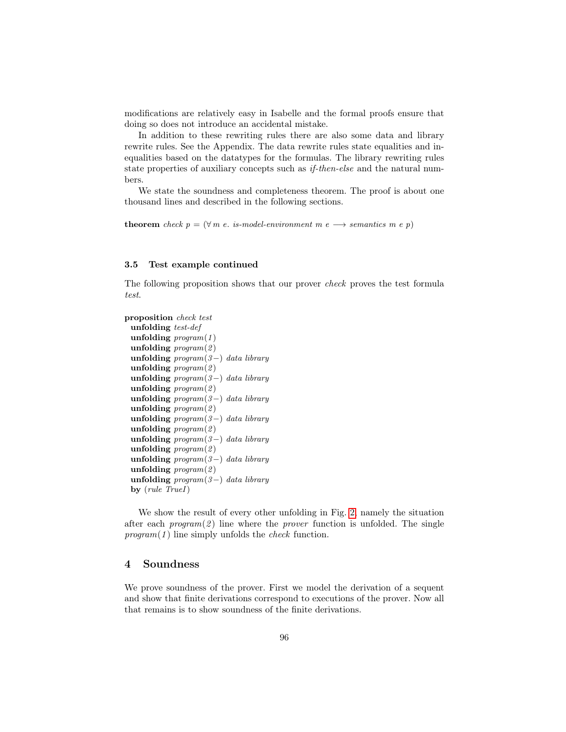modifications are relatively easy in Isabelle and the formal proofs ensure that doing so does not introduce an accidental mistake.

In addition to these rewriting rules there are also some data and library rewrite rules. See the Appendix. The data rewrite rules state equalities and inequalities based on the datatypes for the formulas. The library rewriting rules state properties of auxiliary concepts such as *if-then-else* and the natural numbers.

We state the soundness and completeness theorem. The proof is about one thousand lines and described in the following sections.

**theorem** *check p* = ($\forall$ *m e. is-model-environment m e* $\longrightarrow$ *semantics m e p*)

### 3.5 Test example continued

The following proposition shows that our prover *check* proves the test formula *test*.

```
proposition check test
  unfolding test-def
  unfolding program(1)
  unfolding program(2)
  unfolding program(3−) data library
  unfolding program(2)
  unfolding program(3−) data library
  unfolding program(2)
  unfolding program(3−) data library
  unfolding program(2)
  unfolding program(3−) data library
  unfolding program(2)
  unfolding program(3−) data library
  unfolding program(2)
  unfolding program(3−) data library
  unfolding program(2)
  unfolding program(3−) data library
  by (rule TrueI)
```

We show the result of every other unfolding in Fig. 2, namely the situation after each *program(2)* line where the *prover* function is unfolded. The single *program(1)* line simply unfolds the *check* function.

## 4 Soundness

We prove soundness of the prover. First we model the derivation of a sequent and show that finite derivations correspond to executions of the prover. Now all that remains is to show soundness of the finite derivations.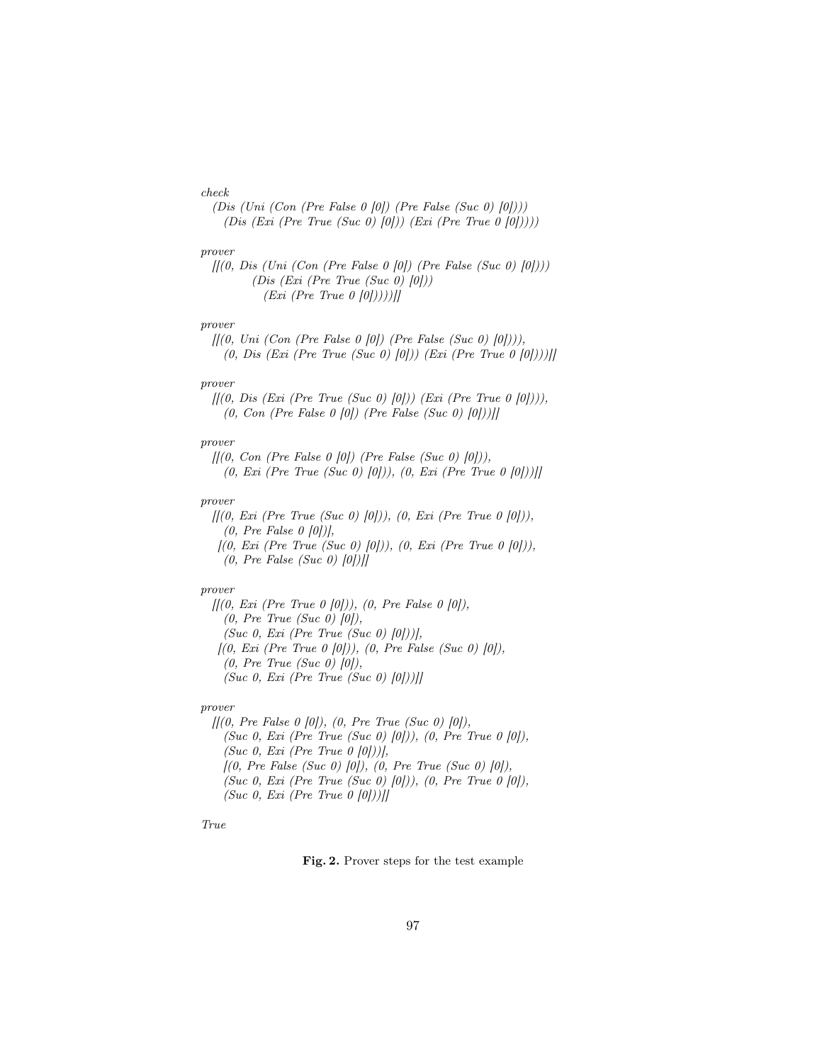```
check
  (Dis (Uni (Con (Pre False 0 [0]) (Pre False (Suc 0) [0])))
    (Dis (Exi (Pre True (Suc 0) [0])) (Exi (Pre True 0 [0]))))

prover
  [[(0, Dis (Uni (Con (Pre False 0 [0]) (Pre False (Suc 0) [0])))
          (Dis (Exi (Pre True (Suc 0) [0]))
            (Exi (Pre True 0 [0]))))]]

prover
  [[(0, Uni (Con (Pre False 0 [0]) (Pre False (Suc 0) [0]))),
    (0, Dis (Exi (Pre True (Suc 0) [0])) (Exi (Pre True 0 [0])))]]

prover
  [[(0, Dis (Exi (Pre True (Suc 0) [0])) (Exi (Pre True 0 [0]))),
    (0, Con (Pre False 0 [0]) (Pre False (Suc 0) [0]))]]

prover
  [[(0, Con (Pre False 0 [0]) (Pre False (Suc 0) [0])),
    (0, Exi (Pre True (Suc 0) [0])), (0, Exi (Pre True 0 [0]))]]

prover
  [[(0, Exi (Pre True (Suc 0) [0])), (0, Exi (Pre True 0 [0])),
    (0, Pre False 0 [0])],
   [(0, Exi (Pre True (Suc 0) [0])), (0, Exi (Pre True 0 [0])),
    (0, Pre False (Suc 0) [0])]]

prover
  [[(0, Exi (Pre True 0 [0])), (0, Pre False 0 [0]),
    (0, Pre True (Suc 0) [0]),
    (Suc 0, Exi (Pre True (Suc 0) [0]))],
   [(0, Exi (Pre True 0 [0])), (0, Pre False (Suc 0) [0]),
    (0, Pre True (Suc 0) [0]),
    (Suc 0, Exi (Pre True (Suc 0) [0]))]]

prover
  [[(0, Pre False 0 [0]), (0, Pre True (Suc 0) [0]),
    (Suc 0, Exi (Pre True (Suc 0) [0])), (0, Pre True 0 [0]),
    (Suc 0, Exi (Pre True 0 [0]))],
    [(0, Pre False (Suc 0) [0]), (0, Pre True (Suc 0) [0]),
    (Suc 0, Exi (Pre True (Suc 0) [0])), (0, Pre True 0 [0]),
    (Suc 0, Exi (Pre True 0 [0]))]]

True
```

**Fig. 2.** Prover steps for the test example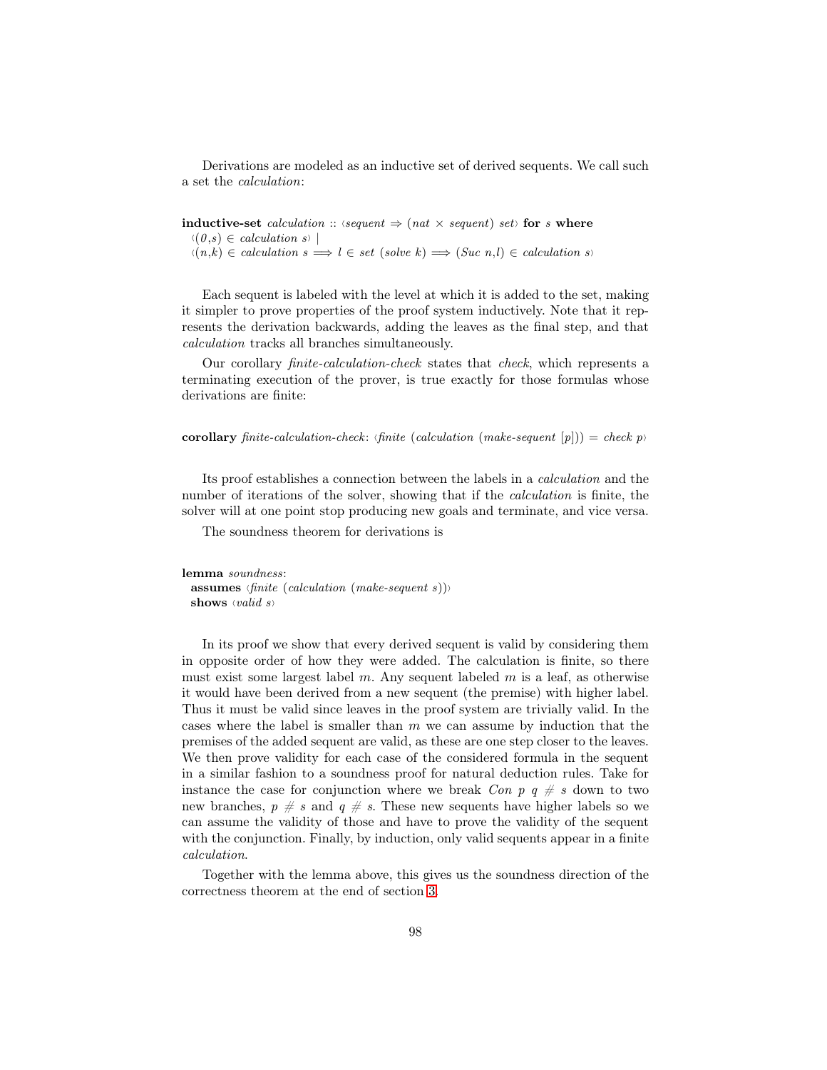Derivations are modeled as an inductive set of derived sequents. We call such a set the *calculation*:

```
inductive-set calculation :: ‹sequent ⇒ (nat × sequent) set› for s where
  ‹(0,s) ∈ calculation s› |
  ‹(n,k) ∈ calculation s ⟹ l ∈ set (solve k) ⟹ (Suc n,l) ∈ calculation s›
```

Each sequent is labeled with the level at which it is added to the set, making it simpler to prove properties of the proof system inductively. Note that it represents the derivation backwards, adding the leaves as the final step, and that *calculation* tracks all branches simultaneously.

Our corollary *finite-calculation-check* states that *check*, which represents a terminating execution of the prover, is true exactly for those formulas whose derivations are finite:

```
corollary finite-calculation-check: ‹finite (calculation (make-sequent [p])) = check p›
```

Its proof establishes a connection between the labels in a *calculation* and the number of iterations of the solver, showing that if the *calculation* is finite, the solver will at one point stop producing new goals and terminate, and vice versa.

The soundness theorem for derivations is

```
lemma soundness:
  assumes ‹finite (calculation (make-sequent s))›
  shows ‹valid s›
```

In its proof we show that every derived sequent is valid by considering them in opposite order of how they were added. The calculation is finite, so there must exist some largest label $m$. Any sequent labeled $m$ is a leaf, as otherwise it would have been derived from a new sequent (the premise) with higher label. Thus it must be valid since leaves in the proof system are trivially valid. In the cases where the label is smaller than $m$ we can assume by induction that the premises of the added sequent are valid, as these are one step closer to the leaves. We then prove validity for each case of the considered formula in the sequent in a similar fashion to a soundness proof for natural deduction rules. Take for instance the case for conjunction where we break *Con p q # s* down to two new branches, *p # s* and *q # s*. These new sequents have higher labels so we can assume the validity of those and have to prove the validity of the sequent with the conjunction. Finally, by induction, only valid sequents appear in a finite *calculation*.

Together with the lemma above, this gives us the soundness direction of the correctness theorem at the end of section 3.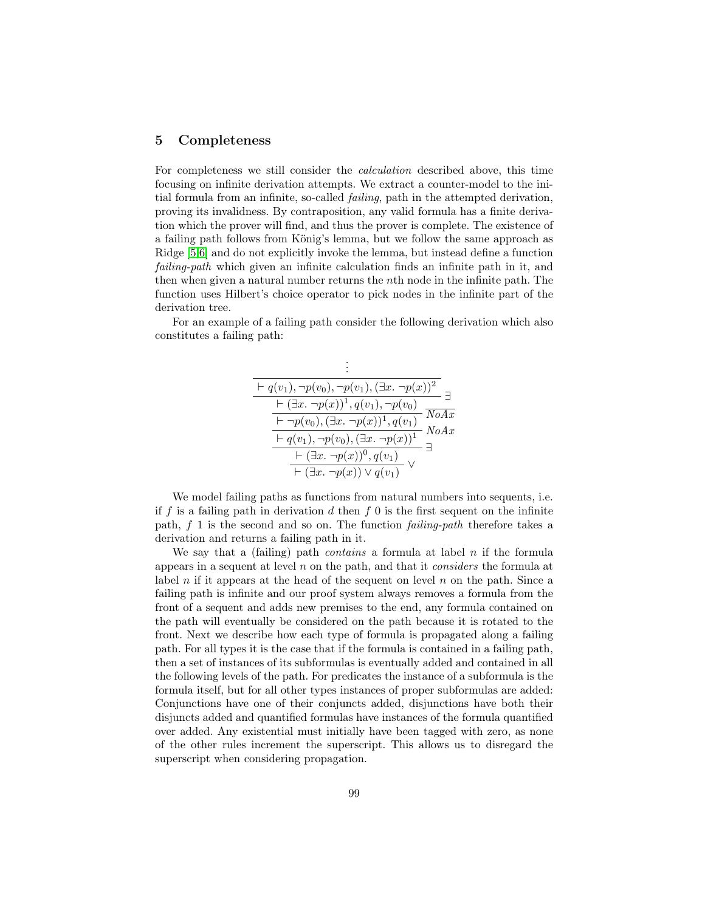## 5 Completeness

For completeness we still consider the *calculation* described above, this time focusing on infinite derivation attempts. We extract a counter-model to the initial formula from an infinite, so-called *failing*, path in the attempted derivation, proving its invalidness. By contraposition, any valid formula has a finite derivation which the prover will find, and thus the prover is complete. The existence of a failing path follows from König's lemma, but we follow the same approach as Ridge [5,6] and do not explicitly invoke the lemma, but instead define a function *failing-path* which given an infinite calculation finds an infinite path in it, and then when given a natural number returns the $n$th node in the infinite path. The function uses Hilbert's choice operator to pick nodes in the infinite part of the derivation tree.

For an example of a failing path consider the following derivation which also constitutes a failing path:

$$
\dfrac{\dfrac{\dfrac{\dfrac{\dfrac{\vdots}{\vdash q(v_1), \neg p(v_0), \neg p(v_1), (\exists x.\ \neg p(x))^2}}{\vdash (\exists x.\ \neg p(x))^1, q(v_1), \neg p(v_0)}\ \exists}{\vdash \neg p(v_0), (\exists x.\ \neg p(x))^1, q(v_1)}\ \mathit{NoAx}}{\vdash q(v_1), \neg p(v_0), (\exists x.\ \neg p(x))^1}\ \mathit{NoAx}}{\dfrac{\vdash (\exists x.\ \neg p(x))^0, q(v_1)}{\vdash (\exists x.\ \neg p(x)) \vee q(v_1)}\ \vee}\ \exists
$$

We model failing paths as functions from natural numbers into sequents, i.e. if $f$ is a failing path in derivation $d$ then $f\ 0$ is the first sequent on the infinite path, $f\ 1$ is the second and so on. The function *failing-path* therefore takes a derivation and returns a failing path in it.

We say that a (failing) path *contains* a formula at label $n$ if the formula appears in a sequent at level $n$ on the path, and that it *considers* the formula at label $n$ if it appears at the head of the sequent on level $n$ on the path. Since a failing path is infinite and our proof system always removes a formula from the front of a sequent and adds new premises to the end, any formula contained on the path will eventually be considered on the path because it is rotated to the front. Next we describe how each type of formula is propagated along a failing path. For all types it is the case that if the formula is contained in a failing path, then a set of instances of its subformulas is eventually added and contained in all the following levels of the path. For predicates the instance of a subformula is the formula itself, but for all other types instances of proper subformulas are added: Conjunctions have one of their conjuncts added, disjunctions have both their disjuncts added and quantified formulas have instances of the formula quantified over added. Any existential must initially have been tagged with zero, as none of the other rules increment the superscript. This allows us to disregard the superscript when considering propagation.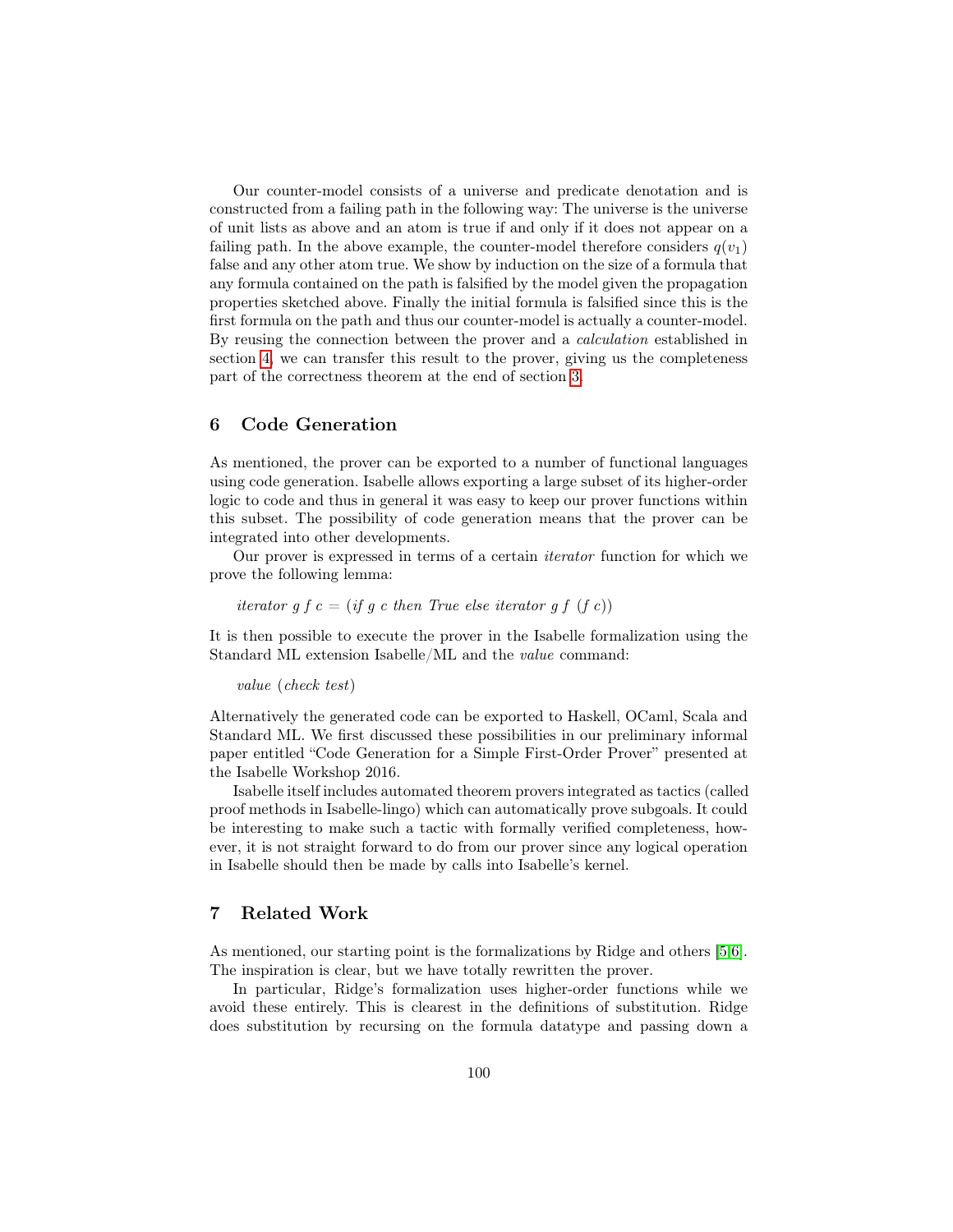Our counter-model consists of a universe and predicate denotation and is constructed from a failing path in the following way: The universe is the universe of unit lists as above and an atom is true if and only if it does not appear on a failing path. In the above example, the counter-model therefore considers $q(v_1)$ false and any other atom true. We show by induction on the size of a formula that any formula contained on the path is falsified by the model given the propagation properties sketched above. Finally the initial formula is falsified since this is the first formula on the path and thus our counter-model is actually a counter-model. By reusing the connection between the prover and a *calculation* established in section 4, we can transfer this result to the prover, giving us the completeness part of the correctness theorem at the end of section 3.

## 6 Code Generation

As mentioned, the prover can be exported to a number of functional languages using code generation. Isabelle allows exporting a large subset of its higher-order logic to code and thus in general it was easy to keep our prover functions within this subset. The possibility of code generation means that the prover can be integrated into other developments.

Our prover is expressed in terms of a certain *iterator* function for which we prove the following lemma:

*iterator g f c* = (*if g c then True else iterator g f* (*f c*))

It is then possible to execute the prover in the Isabelle formalization using the Standard ML extension Isabelle/ML and the *value* command:

*value* (*check test*)

Alternatively the generated code can be exported to Haskell, OCaml, Scala and Standard ML. We first discussed these possibilities in our preliminary informal paper entitled "Code Generation for a Simple First-Order Prover" presented at the Isabelle Workshop 2016.

Isabelle itself includes automated theorem provers integrated as tactics (called proof methods in Isabelle-lingo) which can automatically prove subgoals. It could be interesting to make such a tactic with formally verified completeness, however, it is not straight forward to do from our prover since any logical operation in Isabelle should then be made by calls into Isabelle's kernel.

## 7 Related Work

As mentioned, our starting point is the formalizations by Ridge and others [5,6]. The inspiration is clear, but we have totally rewritten the prover.

In particular, Ridge's formalization uses higher-order functions while we avoid these entirely. This is clearest in the definitions of substitution. Ridge does substitution by recursing on the formula datatype and passing down a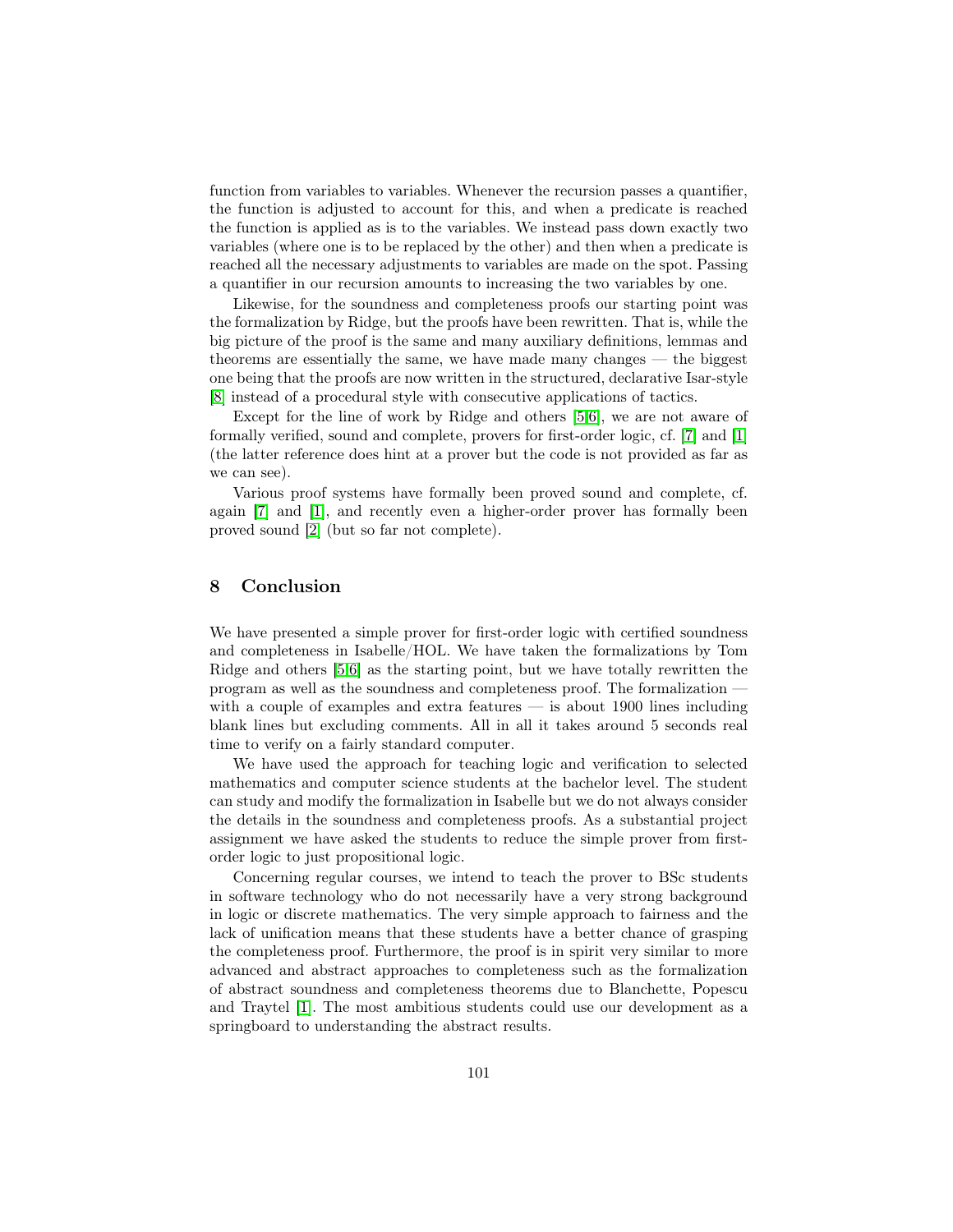function from variables to variables. Whenever the recursion passes a quantifier, the function is adjusted to account for this, and when a predicate is reached the function is applied as is to the variables. We instead pass down exactly two variables (where one is to be replaced by the other) and then when a predicate is reached all the necessary adjustments to variables are made on the spot. Passing a quantifier in our recursion amounts to increasing the two variables by one.

Likewise, for the soundness and completeness proofs our starting point was the formalization by Ridge, but the proofs have been rewritten. That is, while the big picture of the proof is the same and many auxiliary definitions, lemmas and theorems are essentially the same, we have made many changes — the biggest one being that the proofs are now written in the structured, declarative Isar-style [8] instead of a procedural style with consecutive applications of tactics.

Except for the line of work by Ridge and others [5,6], we are not aware of formally verified, sound and complete, provers for first-order logic, cf. [7] and [1] (the latter reference does hint at a prover but the code is not provided as far as we can see).

Various proof systems have formally been proved sound and complete, cf. again [7] and [1], and recently even a higher-order prover has formally been proved sound [2] (but so far not complete).

## 8 Conclusion

We have presented a simple prover for first-order logic with certified soundness and completeness in Isabelle/HOL. We have taken the formalizations by Tom Ridge and others [5,6] as the starting point, but we have totally rewritten the program as well as the soundness and completeness proof. The formalization — with a couple of examples and extra features — is about 1900 lines including blank lines but excluding comments. All in all it takes around 5 seconds real time to verify on a fairly standard computer.

We have used the approach for teaching logic and verification to selected mathematics and computer science students at the bachelor level. The student can study and modify the formalization in Isabelle but we do not always consider the details in the soundness and completeness proofs. As a substantial project assignment we have asked the students to reduce the simple prover from first-order logic to just propositional logic.

Concerning regular courses, we intend to teach the prover to BSc students in software technology who do not necessarily have a very strong background in logic or discrete mathematics. The very simple approach to fairness and the lack of unification means that these students have a better chance of grasping the completeness proof. Furthermore, the proof is in spirit very similar to more advanced and abstract approaches to completeness such as the formalization of abstract soundness and completeness theorems due to Blanchette, Popescu and Traytel [1]. The most ambitious students could use our development as a springboard to understanding the abstract results.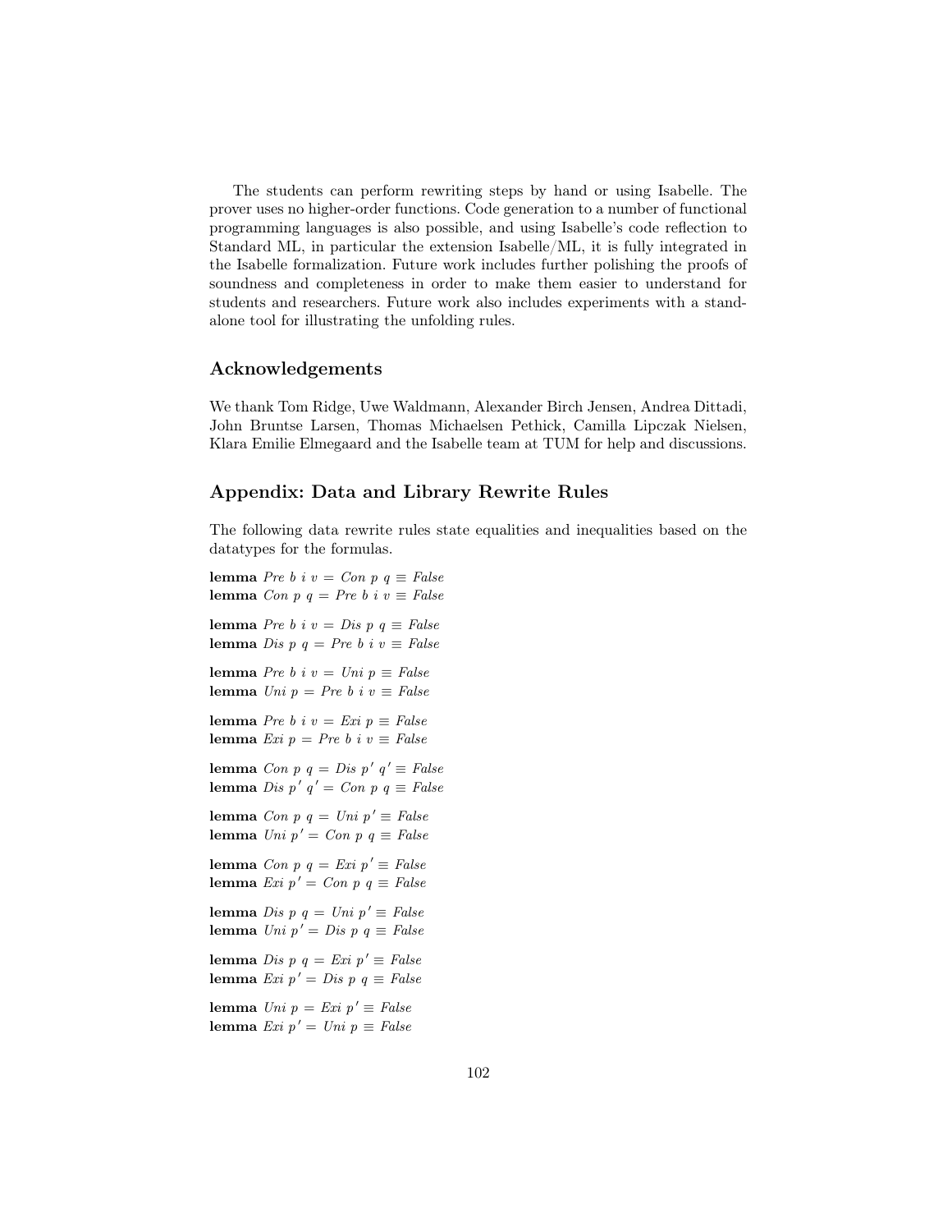The students can perform rewriting steps by hand or using Isabelle. The prover uses no higher-order functions. Code generation to a number of functional programming languages is also possible, and using Isabelle's code reflection to Standard ML, in particular the extension Isabelle/ML, it is fully integrated in the Isabelle formalization. Future work includes further polishing the proofs of soundness and completeness in order to make them easier to understand for students and researchers. Future work also includes experiments with a stand-alone tool for illustrating the unfolding rules.

## Acknowledgements

We thank Tom Ridge, Uwe Waldmann, Alexander Birch Jensen, Andrea Dittadi, John Bruntse Larsen, Thomas Michaelsen Pethick, Camilla Lipczak Nielsen, Klara Emilie Elmegaard and the Isabelle team at TUM for help and discussions.

## Appendix: Data and Library Rewrite Rules

The following data rewrite rules state equalities and inequalities based on the datatypes for the formulas.

**lemma** *Pre b i v = Con p q ≡ False*
**lemma** *Con p q = Pre b i v ≡ False*

**lemma** *Pre b i v = Dis p q ≡ False*
**lemma** *Dis p q = Pre b i v ≡ False*

**lemma** *Pre b i v = Uni p ≡ False*
**lemma** *Uni p = Pre b i v ≡ False*

**lemma** *Pre b i v = Exi p ≡ False*
**lemma** *Exi p = Pre b i v ≡ False*

**lemma** *Con p q = Dis p' q' ≡ False*
**lemma** *Dis p' q' = Con p q ≡ False*

**lemma** *Con p q = Uni p' ≡ False*
**lemma** *Uni p' = Con p q ≡ False*

**lemma** *Con p q = Exi p' ≡ False*
**lemma** *Exi p' = Con p q ≡ False*

**lemma** *Dis p q = Uni p' ≡ False*
**lemma** *Uni p' = Dis p q ≡ False*

**lemma** *Dis p q = Exi p' ≡ False*
**lemma** *Exi p' = Dis p q ≡ False*

**lemma** *Uni p = Exi p' ≡ False*
**lemma** *Exi p' = Uni p ≡ False*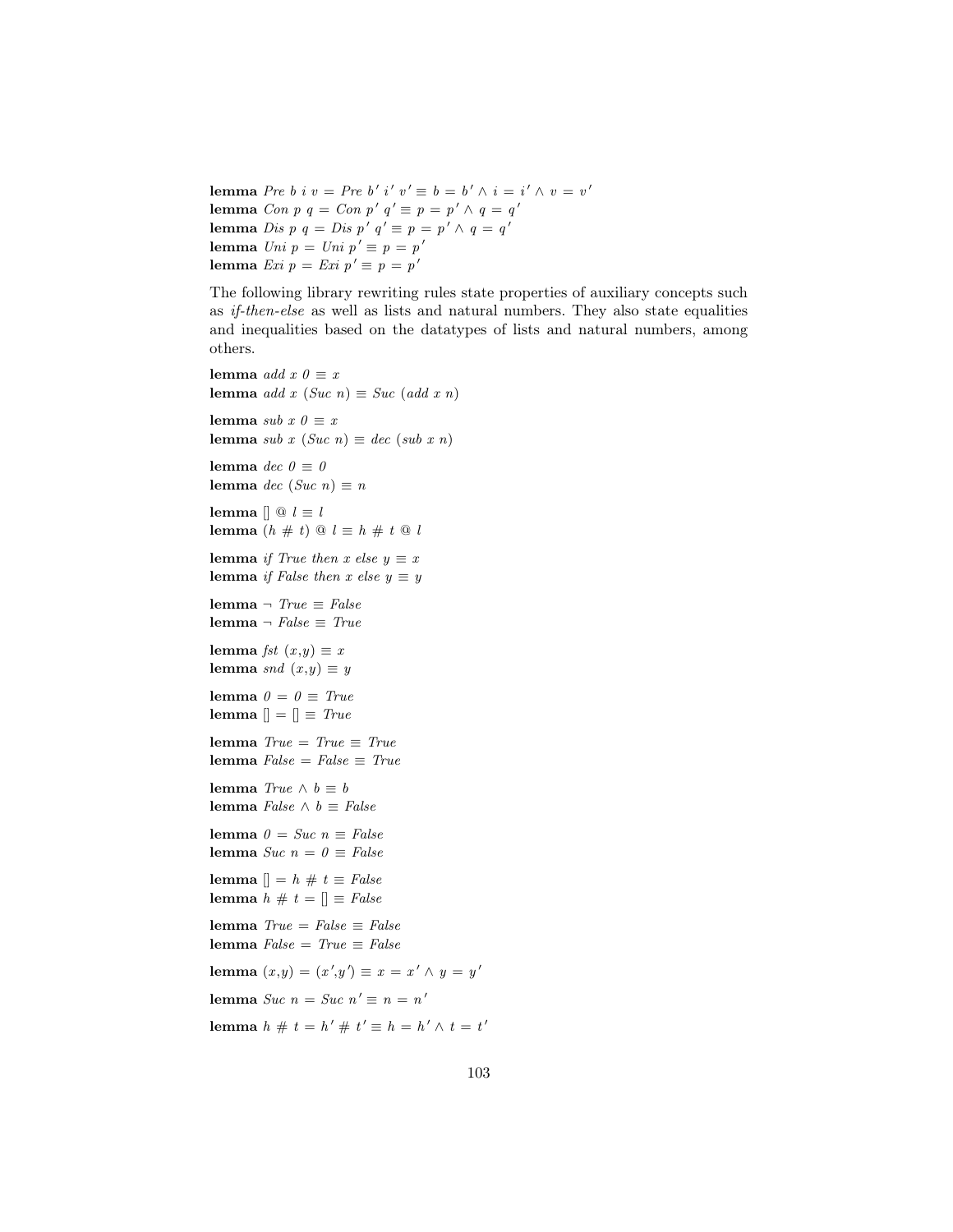**lemma** *Pre b i v = Pre b′ i′ v′ ≡ b = b′ ∧ i = i′ ∧ v = v′*
**lemma** *Con p q = Con p′ q′ ≡ p = p′ ∧ q = q′*
**lemma** *Dis p q = Dis p′ q′ ≡ p = p′ ∧ q = q′*
**lemma** *Uni p = Uni p′ ≡ p = p′*
**lemma** *Exi p = Exi p′ ≡ p = p′*

The following library rewriting rules state properties of auxiliary concepts such as *if-then-else* as well as lists and natural numbers. They also state equalities and inequalities based on the datatypes of lists and natural numbers, among others.

**lemma** *add x 0 ≡ x*
**lemma** *add x (Suc n) ≡ Suc (add x n)*

**lemma** *sub x 0 ≡ x*
**lemma** *sub x (Suc n) ≡ dec (sub x n)*

**lemma** *dec 0 ≡ 0*
**lemma** *dec (Suc n) ≡ n*

**lemma** *[] @ l ≡ l*
**lemma** *(h # t) @ l ≡ h # t @ l*

**lemma** *if True then x else y ≡ x*
**lemma** *if False then x else y ≡ y*

**lemma** *¬ True ≡ False*
**lemma** *¬ False ≡ True*

**lemma** *fst (x,y) ≡ x*
**lemma** *snd (x,y) ≡ y*

**lemma** *0 = 0 ≡ True*
**lemma** *[] = [] ≡ True*

**lemma** *True = True ≡ True*
**lemma** *False = False ≡ True*

**lemma** *True ∧ b ≡ b*
**lemma** *False ∧ b ≡ False*

**lemma** *0 = Suc n ≡ False*
**lemma** *Suc n = 0 ≡ False*

**lemma** *[] = h # t ≡ False*
**lemma** *h # t = [] ≡ False*

**lemma** *True = False ≡ False*
**lemma** *False = True ≡ False*

**lemma** *(x,y) = (x′,y′) ≡ x = x′ ∧ y = y′*

**lemma** *Suc n = Suc n′ ≡ n = n′*

**lemma** *h # t = h′ # t′ ≡ h = h′ ∧ t = t′*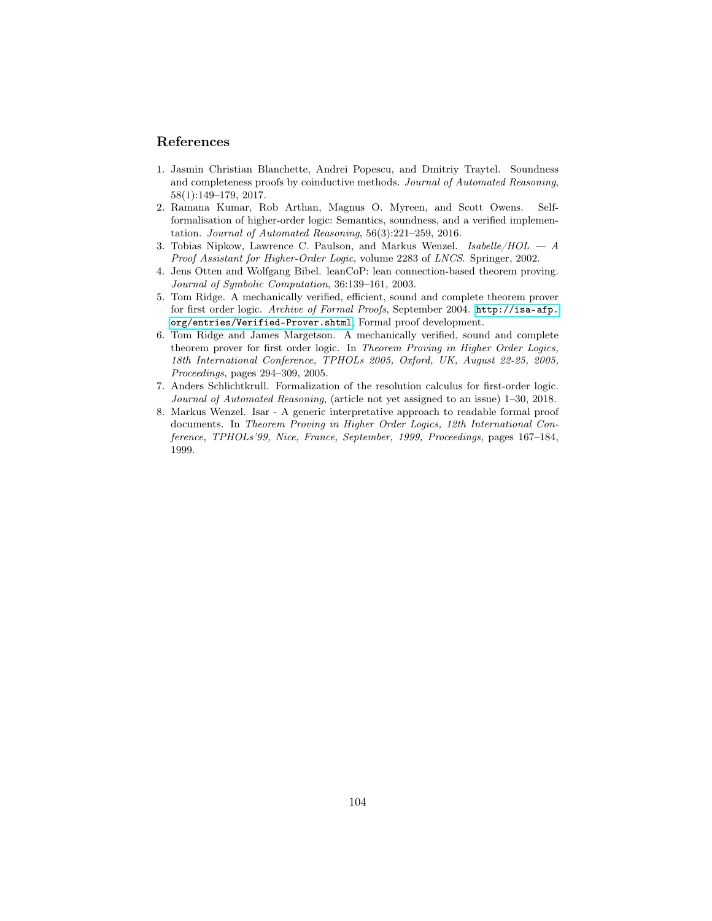## References

1. Jasmin Christian Blanchette, Andrei Popescu, and Dmitriy Traytel. Soundness and completeness proofs by coinductive methods. *Journal of Automated Reasoning*, 58(1):149–179, 2017.
2. Ramana Kumar, Rob Arthan, Magnus O. Myreen, and Scott Owens. Self-formalisation of higher-order logic: Semantics, soundness, and a verified implementation. *Journal of Automated Reasoning*, 56(3):221–259, 2016.
3. Tobias Nipkow, Lawrence C. Paulson, and Markus Wenzel. *Isabelle/HOL — A Proof Assistant for Higher-Order Logic*, volume 2283 of *LNCS*. Springer, 2002.
4. Jens Otten and Wolfgang Bibel. leanCoP: lean connection-based theorem proving. *Journal of Symbolic Computation*, 36:139–161, 2003.
5. Tom Ridge. A mechanically verified, efficient, sound and complete theorem prover for first order logic. *Archive of Formal Proofs*, September 2004. `http://isa-afp.org/entries/Verified-Prover.shtml`, Formal proof development.
6. Tom Ridge and James Margetson. A mechanically verified, sound and complete theorem prover for first order logic. In *Theorem Proving in Higher Order Logics, 18th International Conference, TPHOLs 2005, Oxford, UK, August 22-25, 2005, Proceedings*, pages 294–309, 2005.
7. Anders Schlichtkrull. Formalization of the resolution calculus for first-order logic. *Journal of Automated Reasoning*, (article not yet assigned to an issue) 1–30, 2018.
8. Markus Wenzel. Isar - A generic interpretative approach to readable formal proof documents. In *Theorem Proving in Higher Order Logics, 12th International Conference, TPHOLs'99, Nice, France, September, 1999, Proceedings*, pages 167–184, 1999.